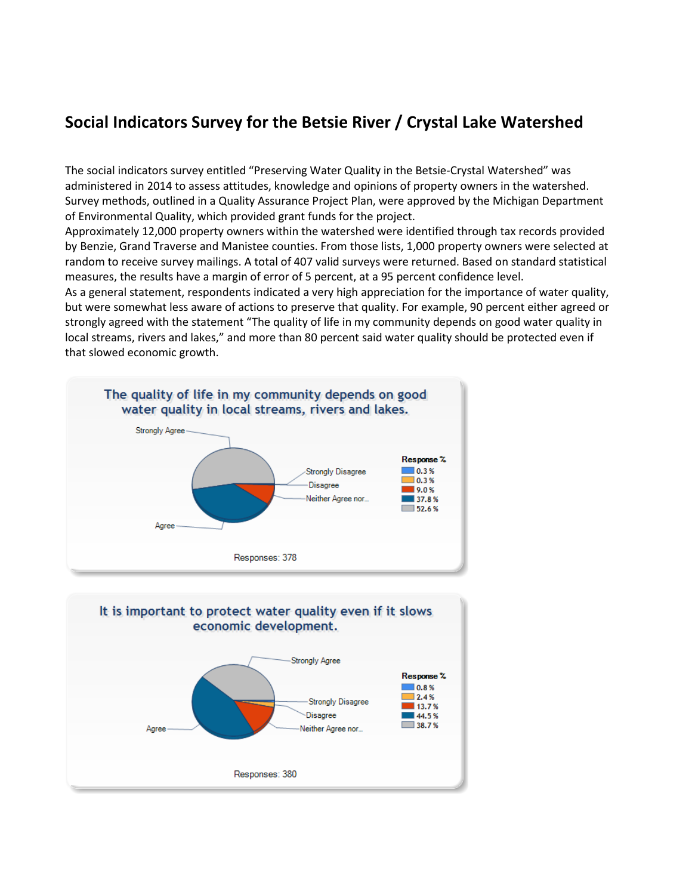# Social Indicators Survey for the Betsie River / Crystal Lake Watershed

The social indicators survey entitled "Preserving Water Quality in the Betsie-Crystal Watershed" was administered in 2014 to assess attitudes, knowledge and opinions of property owners in the watershed. Survey methods, outlined in a Quality Assurance Project Plan, were approved by the Michigan Department of Environmental Quality, which provided grant funds for the project.

Approximately 12,000 property owners within the watershed were identified through tax records provided by Benzie, Grand Traverse and Manistee counties. From those lists, 1,000 property owners were selected at random to receive survey mailings. A total of 407 valid surveys were returned. Based on standard statistical measures, the results have a margin of error of 5 percent, at a 95 percent confidence level.

As a general statement, respondents indicated a very high appreciation for the importance of water quality, but were somewhat less aware of actions to preserve that quality. For example, 90 percent either agreed or strongly agreed with the statement "The quality of life in my community depends on good water quality in local streams, rivers and lakes," and more than 80 percent said water quality should be protected even if that slowed economic growth.

**The quality of life in my community depends on good water quality in local streams, rivers and lakes.**

| Response | % |
|---|---|
| Strongly Disagree | 0.3 % |
| Disagree | 0.3 % |
| Neither Agree nor... | 9.0 % |
| Agree | 37.8 % |
| Strongly Agree | 52.6 % |

Responses: 378

**It is important to protect water quality even if it slows economic development.**

| Response | % |
|---|---|
| Strongly Disagree | 0.8 % |
| Disagree | 2.4 % |
| Neither Agree nor... | 13.7 % |
| Agree | 44.5 % |
| Strongly Agree | 38.7 % |

Responses: 380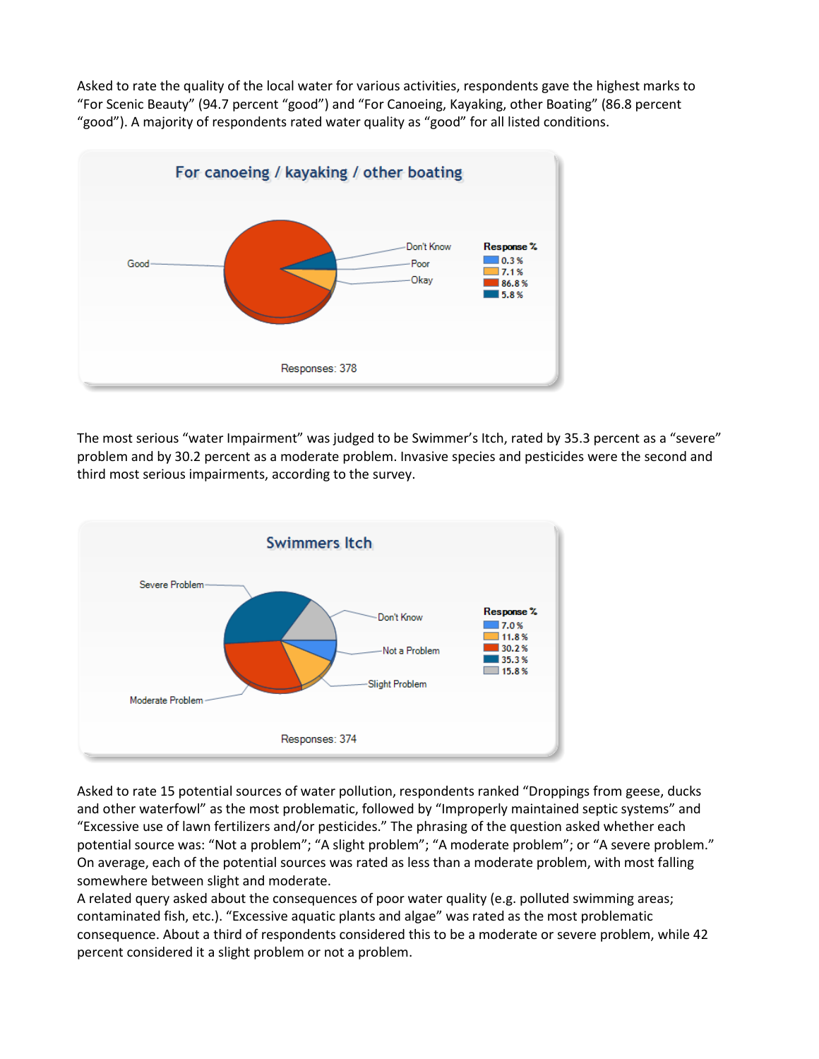Asked to rate the quality of the local water for various activities, respondents gave the highest marks to "For Scenic Beauty" (94.7 percent "good") and "For Canoeing, Kayaking, other Boating" (86.8 percent "good"). A majority of respondents rated water quality as "good" for all listed conditions.

**For canoeing / kayaking / other boating**

| Response | Response % |
|---|---|
| Don't Know | 0.3 % |
| Okay | 7.1 % |
| Good | 86.8 % |
| Poor | 5.8 % |

Responses: 378

The most serious "water Impairment" was judged to be Swimmer's Itch, rated by 35.3 percent as a "severe" problem and by 30.2 percent as a moderate problem. Invasive species and pesticides were the second and third most serious impairments, according to the survey.

**Swimmers Itch**

| Response | Response % |
|---|---|
| Not a Problem | 7.0 % |
| Slight Problem | 11.8 % |
| Moderate Problem | 30.2 % |
| Severe Problem | 35.3 % |
| Don't Know | 15.8 % |

Responses: 374

Asked to rate 15 potential sources of water pollution, respondents ranked "Droppings from geese, ducks and other waterfowl" as the most problematic, followed by "Improperly maintained septic systems" and "Excessive use of lawn fertilizers and/or pesticides." The phrasing of the question asked whether each potential source was: "Not a problem"; "A slight problem"; "A moderate problem"; or "A severe problem." On average, each of the potential sources was rated as less than a moderate problem, with most falling somewhere between slight and moderate.

A related query asked about the consequences of poor water quality (e.g. polluted swimming areas; contaminated fish, etc.). "Excessive aquatic plants and algae" was rated as the most problematic consequence. About a third of respondents considered this to be a moderate or severe problem, while 42 percent considered it a slight problem or not a problem.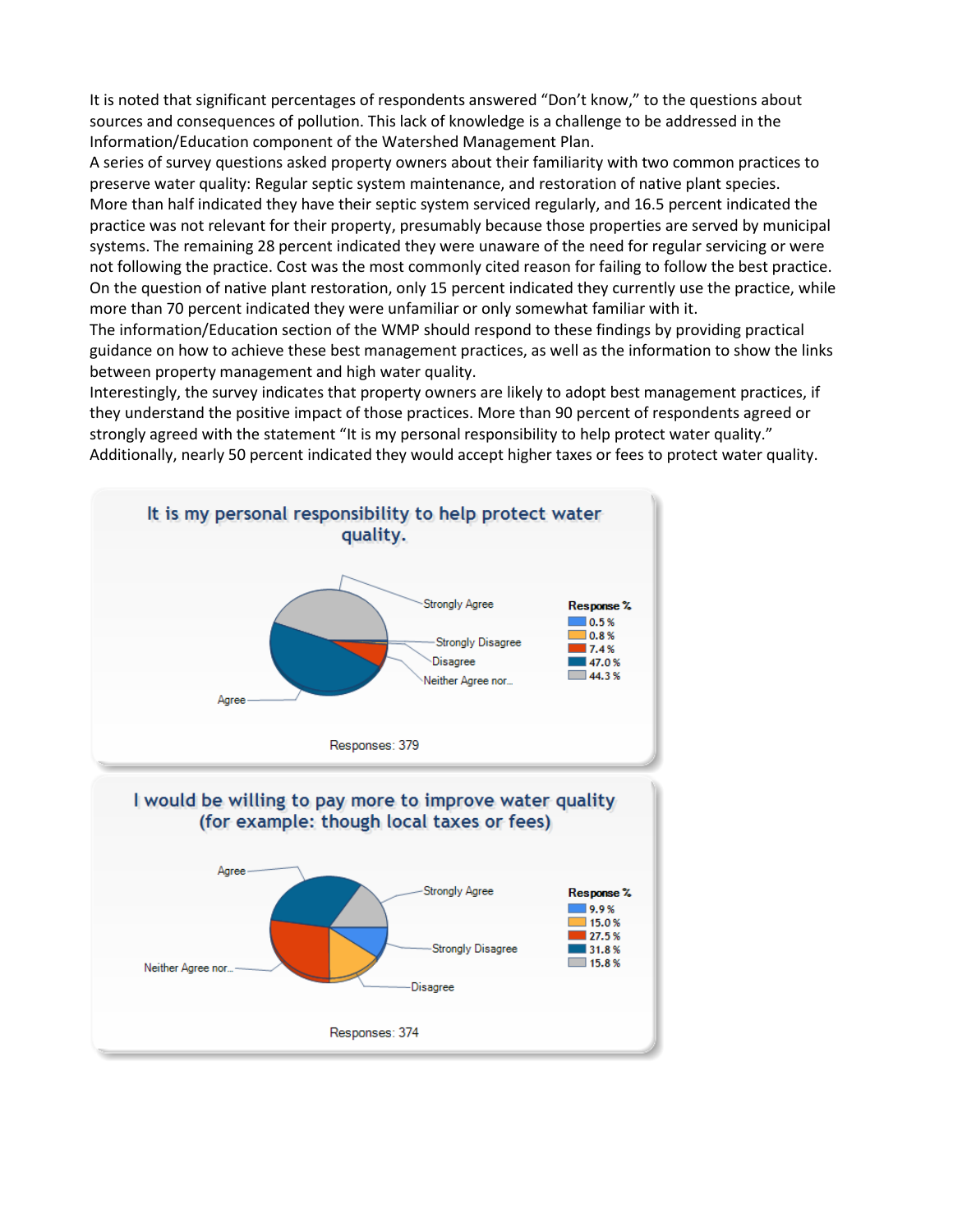It is noted that significant percentages of respondents answered "Don't know," to the questions about sources and consequences of pollution. This lack of knowledge is a challenge to be addressed in the Information/Education component of the Watershed Management Plan.

A series of survey questions asked property owners about their familiarity with two common practices to preserve water quality: Regular septic system maintenance, and restoration of native plant species.

More than half indicated they have their septic system serviced regularly, and 16.5 percent indicated the practice was not relevant for their property, presumably because those properties are served by municipal systems. The remaining 28 percent indicated they were unaware of the need for regular servicing or were not following the practice. Cost was the most commonly cited reason for failing to follow the best practice.

On the question of native plant restoration, only 15 percent indicated they currently use the practice, while more than 70 percent indicated they were unfamiliar or only somewhat familiar with it.

The information/Education section of the WMP should respond to these findings by providing practical guidance on how to achieve these best management practices, as well as the information to show the links between property management and high water quality.

Interestingly, the survey indicates that property owners are likely to adopt best management practices, if they understand the positive impact of those practices. More than 90 percent of respondents agreed or strongly agreed with the statement "It is my personal responsibility to help protect water quality." Additionally, nearly 50 percent indicated they would accept higher taxes or fees to protect water quality.

**It is my personal responsibility to help protect water quality.**

| Response | Response % |
|---|---|
| Strongly Disagree | 0.5 % |
| Disagree | 0.8 % |
| Neither Agree nor... | 7.4 % |
| Agree | 47.0 % |
| Strongly Agree | 44.3 % |

Responses: 379

**I would be willing to pay more to improve water quality (for example: though local taxes or fees)**

| Response | Response % |
|---|---|
| Strongly Disagree | 9.9 % |
| Disagree | 15.0 % |
| Neither Agree nor... | 27.5 % |
| Agree | 31.8 % |
| Strongly Agree | 15.8 % |

Responses: 374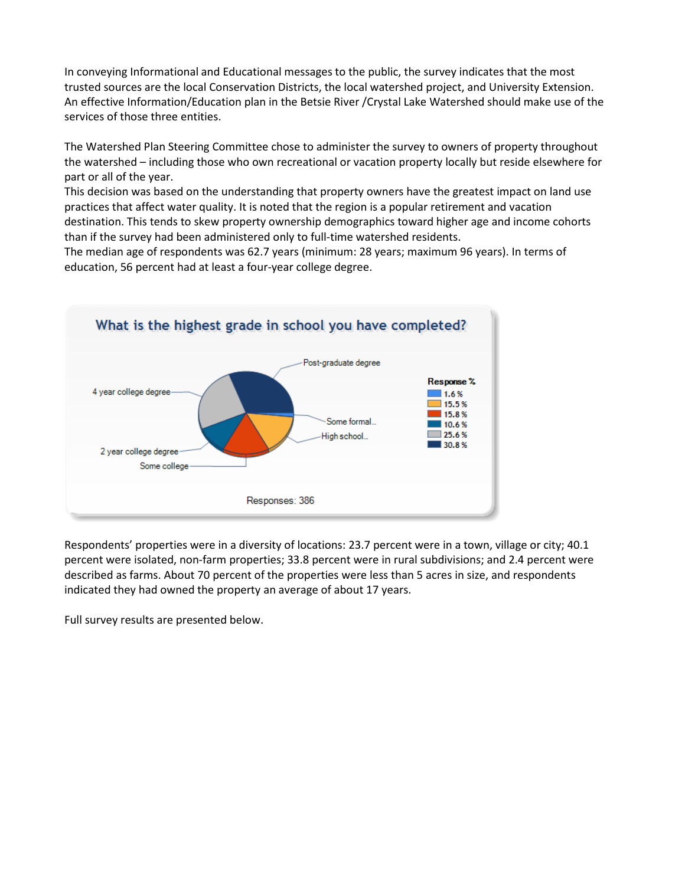In conveying Informational and Educational messages to the public, the survey indicates that the most trusted sources are the local Conservation Districts, the local watershed project, and University Extension. An effective Information/Education plan in the Betsie River /Crystal Lake Watershed should make use of the services of those three entities.

The Watershed Plan Steering Committee chose to administer the survey to owners of property throughout the watershed – including those who own recreational or vacation property locally but reside elsewhere for part or all of the year.

This decision was based on the understanding that property owners have the greatest impact on land use practices that affect water quality. It is noted that the region is a popular retirement and vacation destination. This tends to skew property ownership demographics toward higher age and income cohorts than if the survey had been administered only to full-time watershed residents.

The median age of respondents was 62.7 years (minimum: 28 years; maximum 96 years). In terms of education, 56 percent had at least a four-year college degree.

**What is the highest grade in school you have completed?**

| Response | Response % |
|---|---|
| Some formal... | 1.6 % |
| High school... | 15.5 % |
| Some college | 15.8 % |
| 2 year college degree | 10.6 % |
| 4 year college degree | 25.6 % |
| Post-graduate degree | 30.8 % |

Responses: 386

Respondents' properties were in a diversity of locations: 23.7 percent were in a town, village or city; 40.1 percent were isolated, non-farm properties; 33.8 percent were in rural subdivisions; and 2.4 percent were described as farms. About 70 percent of the properties were less than 5 acres in size, and respondents indicated they had owned the property an average of about 17 years.

Full survey results are presented below.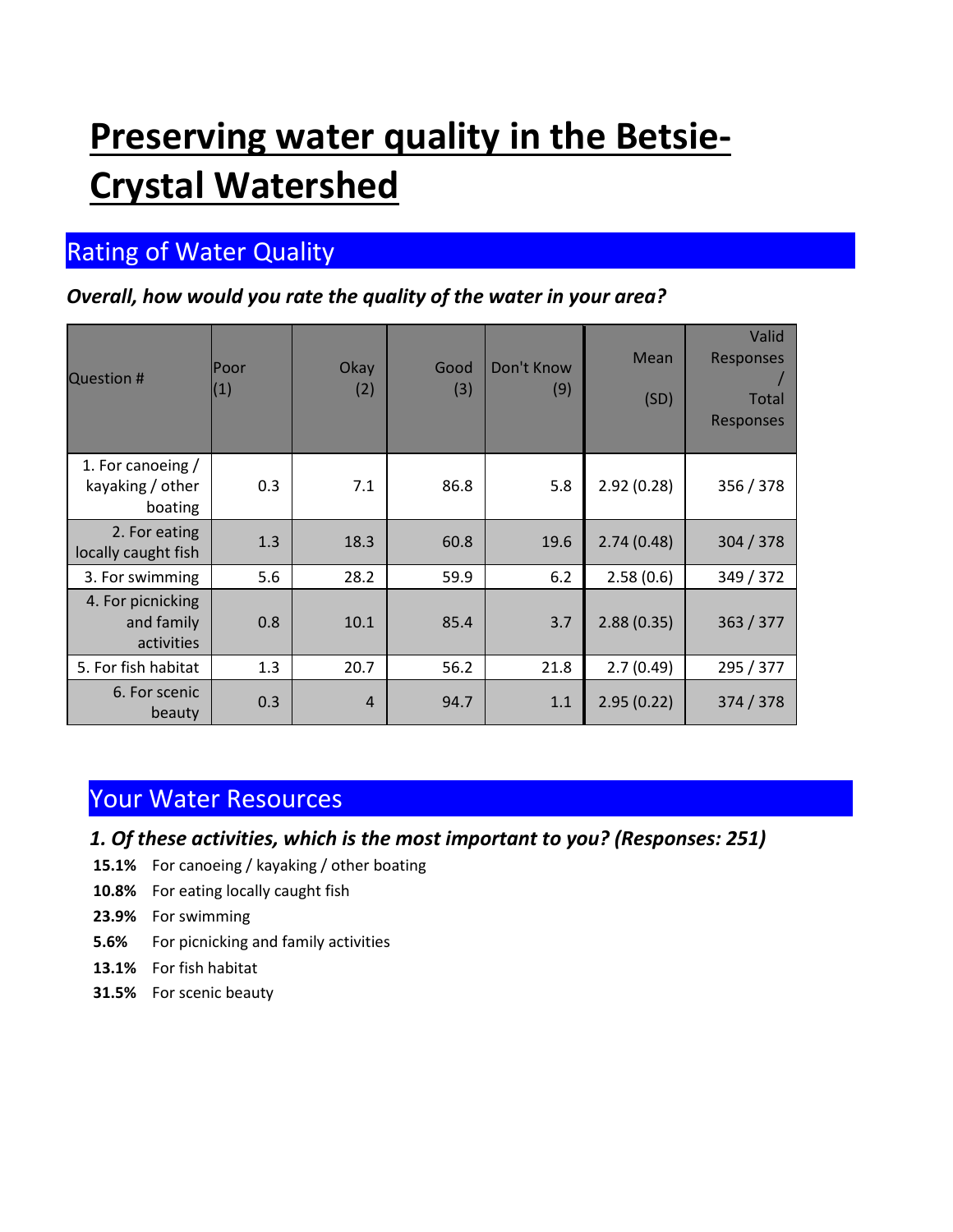# Preserving water quality in the Betsie-Crystal Watershed

## Rating of Water Quality

***Overall, how would you rate the quality of the water in your area?***

| Question # | Poor (1) | Okay (2) | Good (3) | Don't Know (9) | Mean (SD) | Valid Responses / Total Responses |
|---|---|---|---|---|---|---|
| 1. For canoeing / kayaking / other boating | 0.3 | 7.1 | 86.8 | 5.8 | 2.92 (0.28) | 356 / 378 |
| 2. For eating locally caught fish | 1.3 | 18.3 | 60.8 | 19.6 | 2.74 (0.48) | 304 / 378 |
| 3. For swimming | 5.6 | 28.2 | 59.9 | 6.2 | 2.58 (0.6) | 349 / 372 |
| 4. For picnicking and family activities | 0.8 | 10.1 | 85.4 | 3.7 | 2.88 (0.35) | 363 / 377 |
| 5. For fish habitat | 1.3 | 20.7 | 56.2 | 21.8 | 2.7 (0.49) | 295 / 377 |
| 6. For scenic beauty | 0.3 | 4 | 94.7 | 1.1 | 2.95 (0.22) | 374 / 378 |

## Your Water Resources

***1. Of these activities, which is the most important to you? (Responses: 251)***

- **15.1%** For canoeing / kayaking / other boating
- **10.8%** For eating locally caught fish
- **23.9%** For swimming
- **5.6%** For picnicking and family activities
- **13.1%** For fish habitat
- **31.5%** For scenic beauty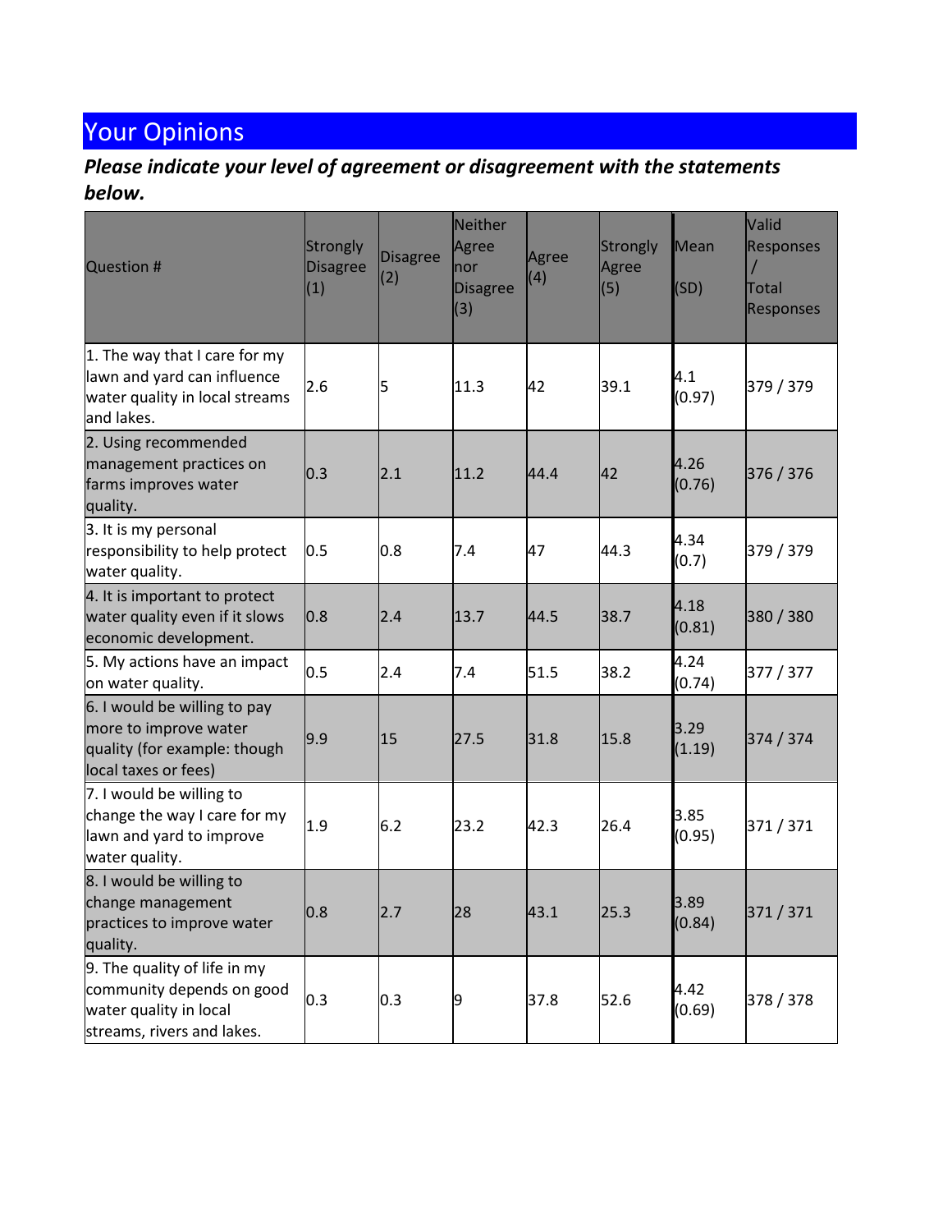## Your Opinions

***Please indicate your level of agreement or disagreement with the statements below.***

| Question # | Strongly Disagree (1) | Disagree (2) | Neither Agree nor Disagree (3) | Agree (4) | Strongly Agree (5) | Mean (SD) | Valid Responses / Total Responses |
|---|---|---|---|---|---|---|---|
| 1. The way that I care for my lawn and yard can influence water quality in local streams and lakes. | 2.6 | 5 | 11.3 | 42 | 39.1 | 4.1 (0.97) | 379 / 379 |
| 2. Using recommended management practices on farms improves water quality. | 0.3 | 2.1 | 11.2 | 44.4 | 42 | 4.26 (0.76) | 376 / 376 |
| 3. It is my personal responsibility to help protect water quality. | 0.5 | 0.8 | 7.4 | 47 | 44.3 | 4.34 (0.7) | 379 / 379 |
| 4. It is important to protect water quality even if it slows economic development. | 0.8 | 2.4 | 13.7 | 44.5 | 38.7 | 4.18 (0.81) | 380 / 380 |
| 5. My actions have an impact on water quality. | 0.5 | 2.4 | 7.4 | 51.5 | 38.2 | 4.24 (0.74) | 377 / 377 |
| 6. I would be willing to pay more to improve water quality (for example: though local taxes or fees) | 9.9 | 15 | 27.5 | 31.8 | 15.8 | 3.29 (1.19) | 374 / 374 |
| 7. I would be willing to change the way I care for my lawn and yard to improve water quality. | 1.9 | 6.2 | 23.2 | 42.3 | 26.4 | 3.85 (0.95) | 371 / 371 |
| 8. I would be willing to change management practices to improve water quality. | 0.8 | 2.7 | 28 | 43.1 | 25.3 | 3.89 (0.84) | 371 / 371 |
| 9. The quality of life in my community depends on good water quality in local streams, rivers and lakes. | 0.3 | 0.3 | 9 | 37.8 | 52.6 | 4.42 (0.69) | 378 / 378 |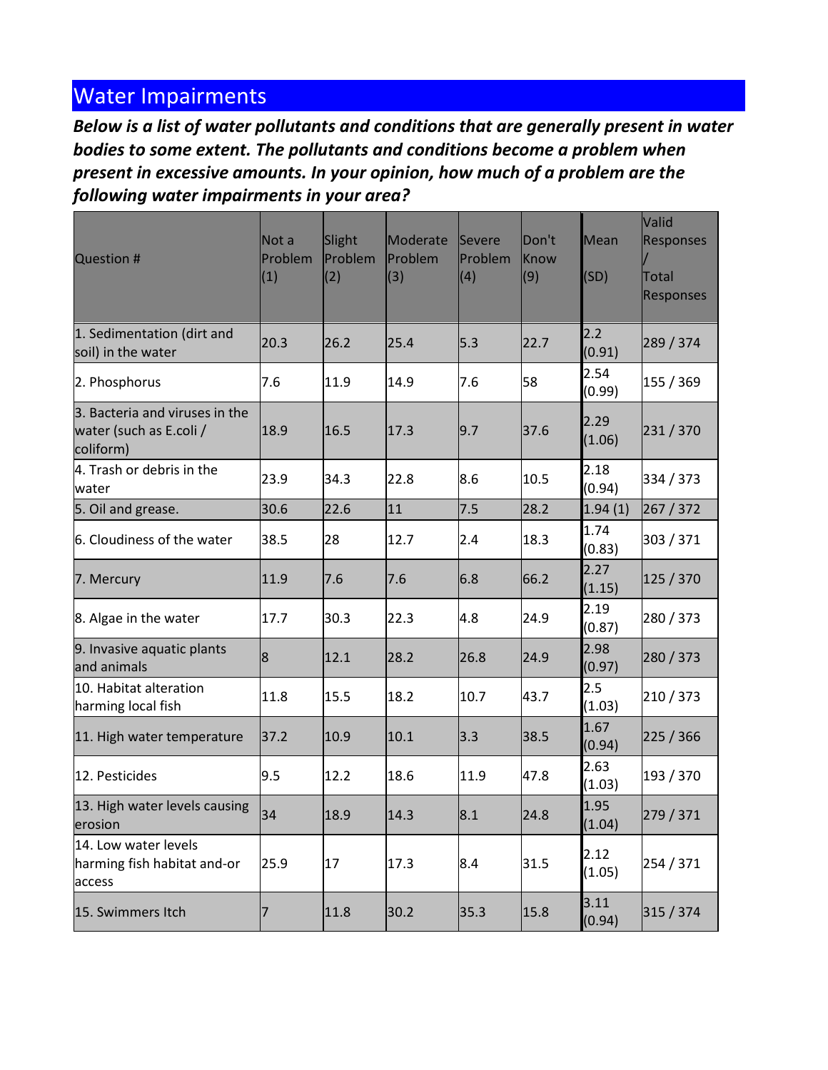## Water Impairments

***Below is a list of water pollutants and conditions that are generally present in water bodies to some extent. The pollutants and conditions become a problem when present in excessive amounts. In your opinion, how much of a problem are the following water impairments in your area?***

| Question # | Not a Problem (1) | Slight Problem (2) | Moderate Problem (3) | Severe Problem (4) | Don't Know (9) | Mean (SD) | Valid Responses / Total Responses |
|---|---|---|---|---|---|---|---|
| 1. Sedimentation (dirt and soil) in the water | 20.3 | 26.2 | 25.4 | 5.3 | 22.7 | 2.2 (0.91) | 289 / 374 |
| 2. Phosphorus | 7.6 | 11.9 | 14.9 | 7.6 | 58 | 2.54 (0.99) | 155 / 369 |
| 3. Bacteria and viruses in the water (such as E.coli / coliform) | 18.9 | 16.5 | 17.3 | 9.7 | 37.6 | 2.29 (1.06) | 231 / 370 |
| 4. Trash or debris in the water | 23.9 | 34.3 | 22.8 | 8.6 | 10.5 | 2.18 (0.94) | 334 / 373 |
| 5. Oil and grease. | 30.6 | 22.6 | 11 | 7.5 | 28.2 | 1.94 (1) | 267 / 372 |
| 6. Cloudiness of the water | 38.5 | 28 | 12.7 | 2.4 | 18.3 | 1.74 (0.83) | 303 / 371 |
| 7. Mercury | 11.9 | 7.6 | 7.6 | 6.8 | 66.2 | 2.27 (1.15) | 125 / 370 |
| 8. Algae in the water | 17.7 | 30.3 | 22.3 | 4.8 | 24.9 | 2.19 (0.87) | 280 / 373 |
| 9. Invasive aquatic plants and animals | 8 | 12.1 | 28.2 | 26.8 | 24.9 | 2.98 (0.97) | 280 / 373 |
| 10. Habitat alteration harming local fish | 11.8 | 15.5 | 18.2 | 10.7 | 43.7 | 2.5 (1.03) | 210 / 373 |
| 11. High water temperature | 37.2 | 10.9 | 10.1 | 3.3 | 38.5 | 1.67 (0.94) | 225 / 366 |
| 12. Pesticides | 9.5 | 12.2 | 18.6 | 11.9 | 47.8 | 2.63 (1.03) | 193 / 370 |
| 13. High water levels causing erosion | 34 | 18.9 | 14.3 | 8.1 | 24.8 | 1.95 (1.04) | 279 / 371 |
| 14. Low water levels harming fish habitat and-or access | 25.9 | 17 | 17.3 | 8.4 | 31.5 | 2.12 (1.05) | 254 / 371 |
| 15. Swimmers Itch | 7 | 11.8 | 30.2 | 35.3 | 15.8 | 3.11 (0.94) | 315 / 374 |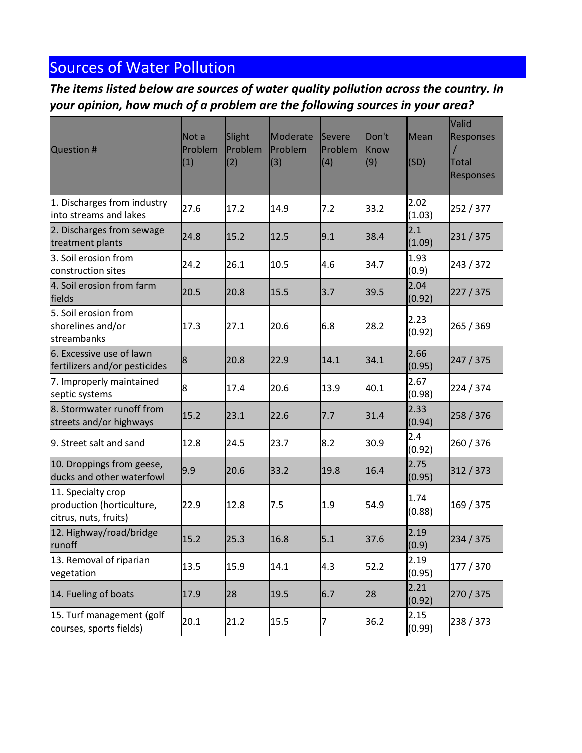## Sources of Water Pollution

***The items listed below are sources of water quality pollution across the country. In your opinion, how much of a problem are the following sources in your area?***

| Question # | Not a Problem (1) | Slight Problem (2) | Moderate Problem (3) | Severe Problem (4) | Don't Know (9) | Mean (SD) | Valid Responses / Total Responses |
|---|---|---|---|---|---|---|---|
| 1. Discharges from industry into streams and lakes | 27.6 | 17.2 | 14.9 | 7.2 | 33.2 | 2.02 (1.03) | 252 / 377 |
| 2. Discharges from sewage treatment plants | 24.8 | 15.2 | 12.5 | 9.1 | 38.4 | 2.1 (1.09) | 231 / 375 |
| 3. Soil erosion from construction sites | 24.2 | 26.1 | 10.5 | 4.6 | 34.7 | 1.93 (0.9) | 243 / 372 |
| 4. Soil erosion from farm fields | 20.5 | 20.8 | 15.5 | 3.7 | 39.5 | 2.04 (0.92) | 227 / 375 |
| 5. Soil erosion from shorelines and/or streambanks | 17.3 | 27.1 | 20.6 | 6.8 | 28.2 | 2.23 (0.92) | 265 / 369 |
| 6. Excessive use of lawn fertilizers and/or pesticides | 8 | 20.8 | 22.9 | 14.1 | 34.1 | 2.66 (0.95) | 247 / 375 |
| 7. Improperly maintained septic systems | 8 | 17.4 | 20.6 | 13.9 | 40.1 | 2.67 (0.98) | 224 / 374 |
| 8. Stormwater runoff from streets and/or highways | 15.2 | 23.1 | 22.6 | 7.7 | 31.4 | 2.33 (0.94) | 258 / 376 |
| 9. Street salt and sand | 12.8 | 24.5 | 23.7 | 8.2 | 30.9 | 2.4 (0.92) | 260 / 376 |
| 10. Droppings from geese, ducks and other waterfowl | 9.9 | 20.6 | 33.2 | 19.8 | 16.4 | 2.75 (0.95) | 312 / 373 |
| 11. Specialty crop production (horticulture, citrus, nuts, fruits) | 22.9 | 12.8 | 7.5 | 1.9 | 54.9 | 1.74 (0.88) | 169 / 375 |
| 12. Highway/road/bridge runoff | 15.2 | 25.3 | 16.8 | 5.1 | 37.6 | 2.19 (0.9) | 234 / 375 |
| 13. Removal of riparian vegetation | 13.5 | 15.9 | 14.1 | 4.3 | 52.2 | 2.19 (0.95) | 177 / 370 |
| 14. Fueling of boats | 17.9 | 28 | 19.5 | 6.7 | 28 | 2.21 (0.92) | 270 / 375 |
| 15. Turf management (golf courses, sports fields) | 20.1 | 21.2 | 15.5 | 7 | 36.2 | 2.15 (0.99) | 238 / 373 |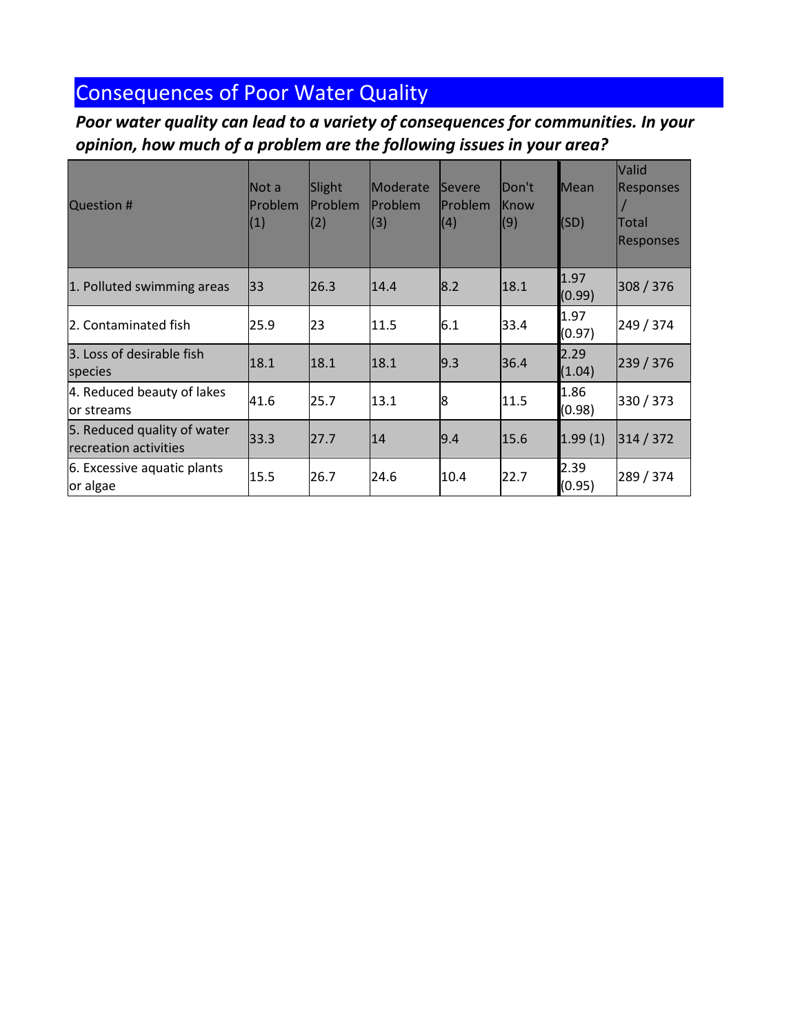## Consequences of Poor Water Quality

***Poor water quality can lead to a variety of consequences for communities. In your opinion, how much of a problem are the following issues in your area?***

| Question # | Not a Problem (1) | Slight Problem (2) | Moderate Problem (3) | Severe Problem (4) | Don't Know (9) | Mean (SD) | Valid Responses / Total Responses |
|---|---|---|---|---|---|---|---|
| 1. Polluted swimming areas | 33 | 26.3 | 14.4 | 8.2 | 18.1 | 1.97 (0.99) | 308 / 376 |
| 2. Contaminated fish | 25.9 | 23 | 11.5 | 6.1 | 33.4 | 1.97 (0.97) | 249 / 374 |
| 3. Loss of desirable fish species | 18.1 | 18.1 | 18.1 | 9.3 | 36.4 | 2.29 (1.04) | 239 / 376 |
| 4. Reduced beauty of lakes or streams | 41.6 | 25.7 | 13.1 | 8 | 11.5 | 1.86 (0.98) | 330 / 373 |
| 5. Reduced quality of water recreation activities | 33.3 | 27.7 | 14 | 9.4 | 15.6 | 1.99 (1) | 314 / 372 |
| 6. Excessive aquatic plants or algae | 15.5 | 26.7 | 24.6 | 10.4 | 22.7 | 2.39 (0.95) | 289 / 374 |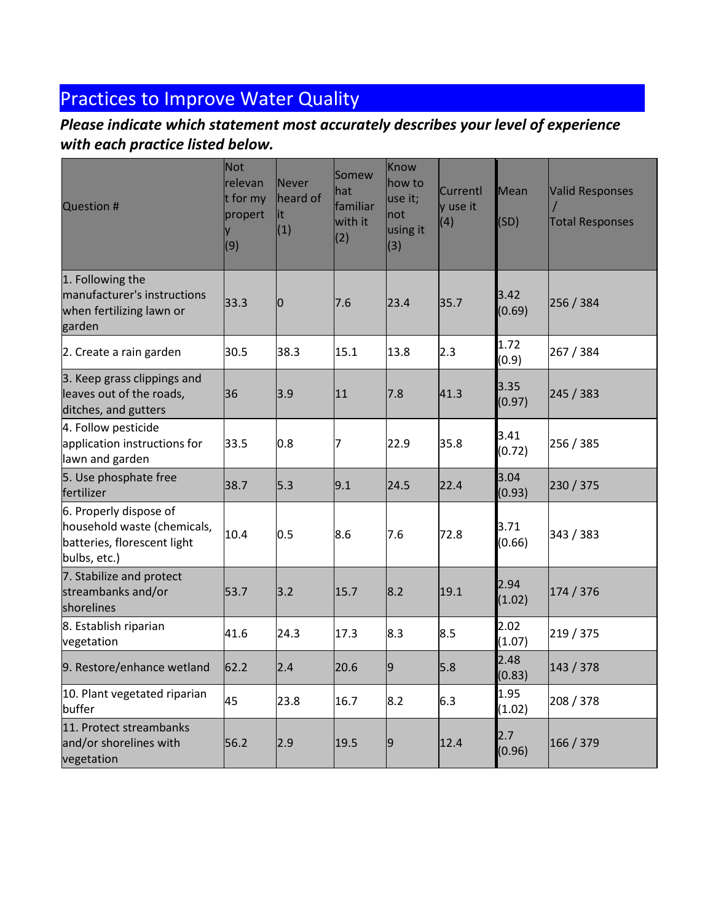## Practices to Improve Water Quality

***Please indicate which statement most accurately describes your level of experience with each practice listed below.***

| Question # | Not relevant for my property (9) | Never heard of it (1) | Somewhat familiar with it (2) | Know how to use it; not using it (3) | Currently use it (4) | Mean (SD) | Valid Responses / Total Responses |
|---|---|---|---|---|---|---|---|
| 1. Following the manufacturer's instructions when fertilizing lawn or garden | 33.3 | 0 | 7.6 | 23.4 | 35.7 | 3.42 (0.69) | 256 / 384 |
| 2. Create a rain garden | 30.5 | 38.3 | 15.1 | 13.8 | 2.3 | 1.72 (0.9) | 267 / 384 |
| 3. Keep grass clippings and leaves out of the roads, ditches, and gutters | 36 | 3.9 | 11 | 7.8 | 41.3 | 3.35 (0.97) | 245 / 383 |
| 4. Follow pesticide application instructions for lawn and garden | 33.5 | 0.8 | 7 | 22.9 | 35.8 | 3.41 (0.72) | 256 / 385 |
| 5. Use phosphate free fertilizer | 38.7 | 5.3 | 9.1 | 24.5 | 22.4 | 3.04 (0.93) | 230 / 375 |
| 6. Properly dispose of household waste (chemicals, batteries, florescent light bulbs, etc.) | 10.4 | 0.5 | 8.6 | 7.6 | 72.8 | 3.71 (0.66) | 343 / 383 |
| 7. Stabilize and protect streambanks and/or shorelines | 53.7 | 3.2 | 15.7 | 8.2 | 19.1 | 2.94 (1.02) | 174 / 376 |
| 8. Establish riparian vegetation | 41.6 | 24.3 | 17.3 | 8.3 | 8.5 | 2.02 (1.07) | 219 / 375 |
| 9. Restore/enhance wetland | 62.2 | 2.4 | 20.6 | 9 | 5.8 | 2.48 (0.83) | 143 / 378 |
| 10. Plant vegetated riparian buffer | 45 | 23.8 | 16.7 | 8.2 | 6.3 | 1.95 (1.02) | 208 / 378 |
| 11. Protect streambanks and/or shorelines with vegetation | 56.2 | 2.9 | 19.5 | 9 | 12.4 | 2.7 (0.96) | 166 / 379 |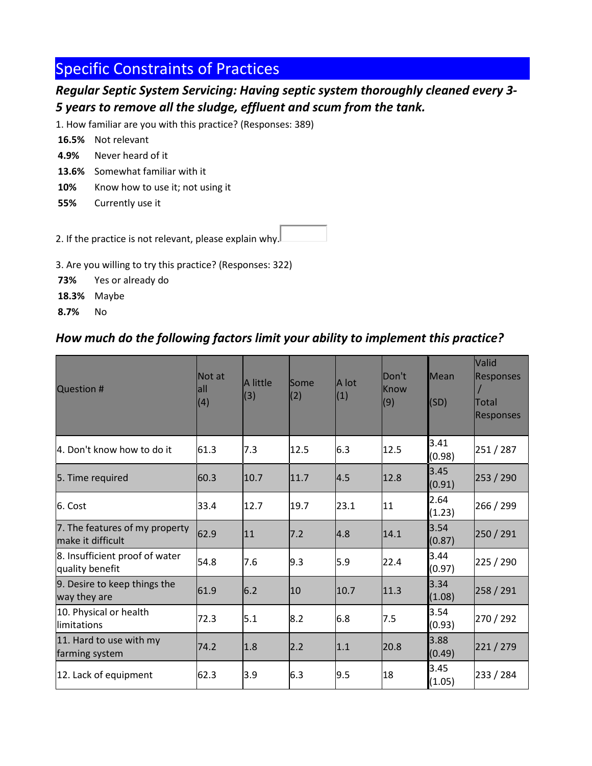## Specific Constraints of Practices

### *Regular Septic System Servicing: Having septic system thoroughly cleaned every 3-5 years to remove all the sludge, effluent and scum from the tank.*

1. How familiar are you with this practice? (Responses: 389)

**16.5%** Not relevant
**4.9%** Never heard of it
**13.6%** Somewhat familiar with it
**10%** Know how to use it; not using it
**55%** Currently use it

2. If the practice is not relevant, please explain why.

3. Are you willing to try this practice? (Responses: 322)

**73%** Yes or already do
**18.3%** Maybe
**8.7%** No

### *How much do the following factors limit your ability to implement this practice?*

| Question # | Not at all (4) | A little (3) | Some (2) | A lot (1) | Don't Know (9) | Mean (SD) | Valid Responses / Total Responses |
|---|---|---|---|---|---|---|---|
| 4. Don't know how to do it | 61.3 | 7.3 | 12.5 | 6.3 | 12.5 | 3.41 (0.98) | 251 / 287 |
| 5. Time required | 60.3 | 10.7 | 11.7 | 4.5 | 12.8 | 3.45 (0.91) | 253 / 290 |
| 6. Cost | 33.4 | 12.7 | 19.7 | 23.1 | 11 | 2.64 (1.23) | 266 / 299 |
| 7. The features of my property make it difficult | 62.9 | 11 | 7.2 | 4.8 | 14.1 | 3.54 (0.87) | 250 / 291 |
| 8. Insufficient proof of water quality benefit | 54.8 | 7.6 | 9.3 | 5.9 | 22.4 | 3.44 (0.97) | 225 / 290 |
| 9. Desire to keep things the way they are | 61.9 | 6.2 | 10 | 10.7 | 11.3 | 3.34 (1.08) | 258 / 291 |
| 10. Physical or health limitations | 72.3 | 5.1 | 8.2 | 6.8 | 7.5 | 3.54 (0.93) | 270 / 292 |
| 11. Hard to use with my farming system | 74.2 | 1.8 | 2.2 | 1.1 | 20.8 | 3.88 (0.49) | 221 / 279 |
| 12. Lack of equipment | 62.3 | 3.9 | 6.3 | 9.5 | 18 | 3.45 (1.05) | 233 / 284 |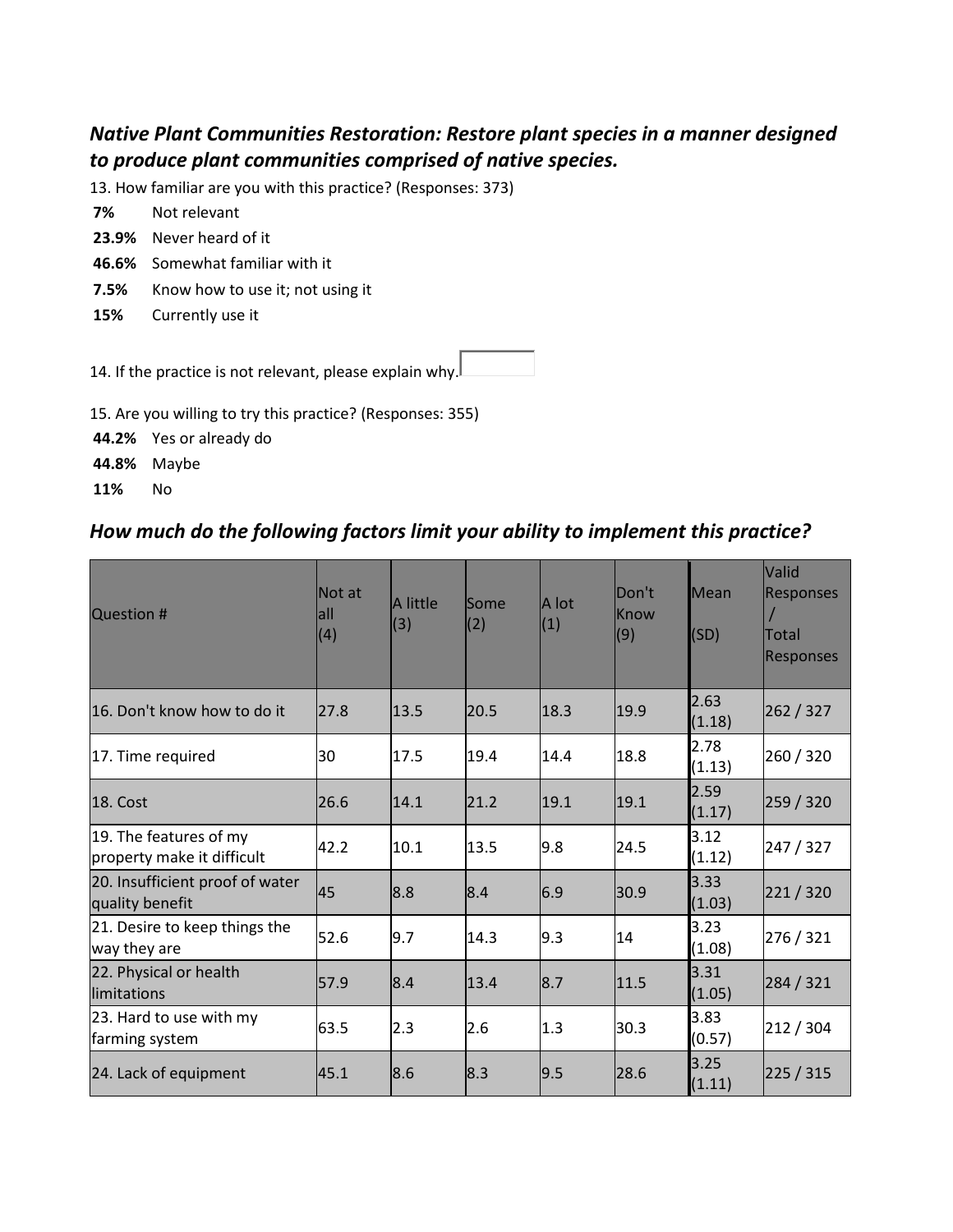### *Native Plant Communities Restoration: Restore plant species in a manner designed to produce plant communities comprised of native species.*

13. How familiar are you with this practice? (Responses: 373)

**7%** Not relevant
**23.9%** Never heard of it
**46.6%** Somewhat familiar with it
**7.5%** Know how to use it; not using it
**15%** Currently use it

14. If the practice is not relevant, please explain why.

15. Are you willing to try this practice? (Responses: 355)

**44.2%** Yes or already do
**44.8%** Maybe
**11%** No

### *How much do the following factors limit your ability to implement this practice?*

| Question # | Not at all (4) | A little (3) | Some (2) | A lot (1) | Don't Know (9) | Mean (SD) | Valid Responses / Total Responses |
|---|---|---|---|---|---|---|---|
| 16. Don't know how to do it | 27.8 | 13.5 | 20.5 | 18.3 | 19.9 | 2.63 (1.18) | 262 / 327 |
| 17. Time required | 30 | 17.5 | 19.4 | 14.4 | 18.8 | 2.78 (1.13) | 260 / 320 |
| 18. Cost | 26.6 | 14.1 | 21.2 | 19.1 | 19.1 | 2.59 (1.17) | 259 / 320 |
| 19. The features of my property make it difficult | 42.2 | 10.1 | 13.5 | 9.8 | 24.5 | 3.12 (1.12) | 247 / 327 |
| 20. Insufficient proof of water quality benefit | 45 | 8.8 | 8.4 | 6.9 | 30.9 | 3.33 (1.03) | 221 / 320 |
| 21. Desire to keep things the way they are | 52.6 | 9.7 | 14.3 | 9.3 | 14 | 3.23 (1.08) | 276 / 321 |
| 22. Physical or health limitations | 57.9 | 8.4 | 13.4 | 8.7 | 11.5 | 3.31 (1.05) | 284 / 321 |
| 23. Hard to use with my farming system | 63.5 | 2.3 | 2.6 | 1.3 | 30.3 | 3.83 (0.57) | 212 / 304 |
| 24. Lack of equipment | 45.1 | 8.6 | 8.3 | 9.5 | 28.6 | 3.25 (1.11) | 225 / 315 |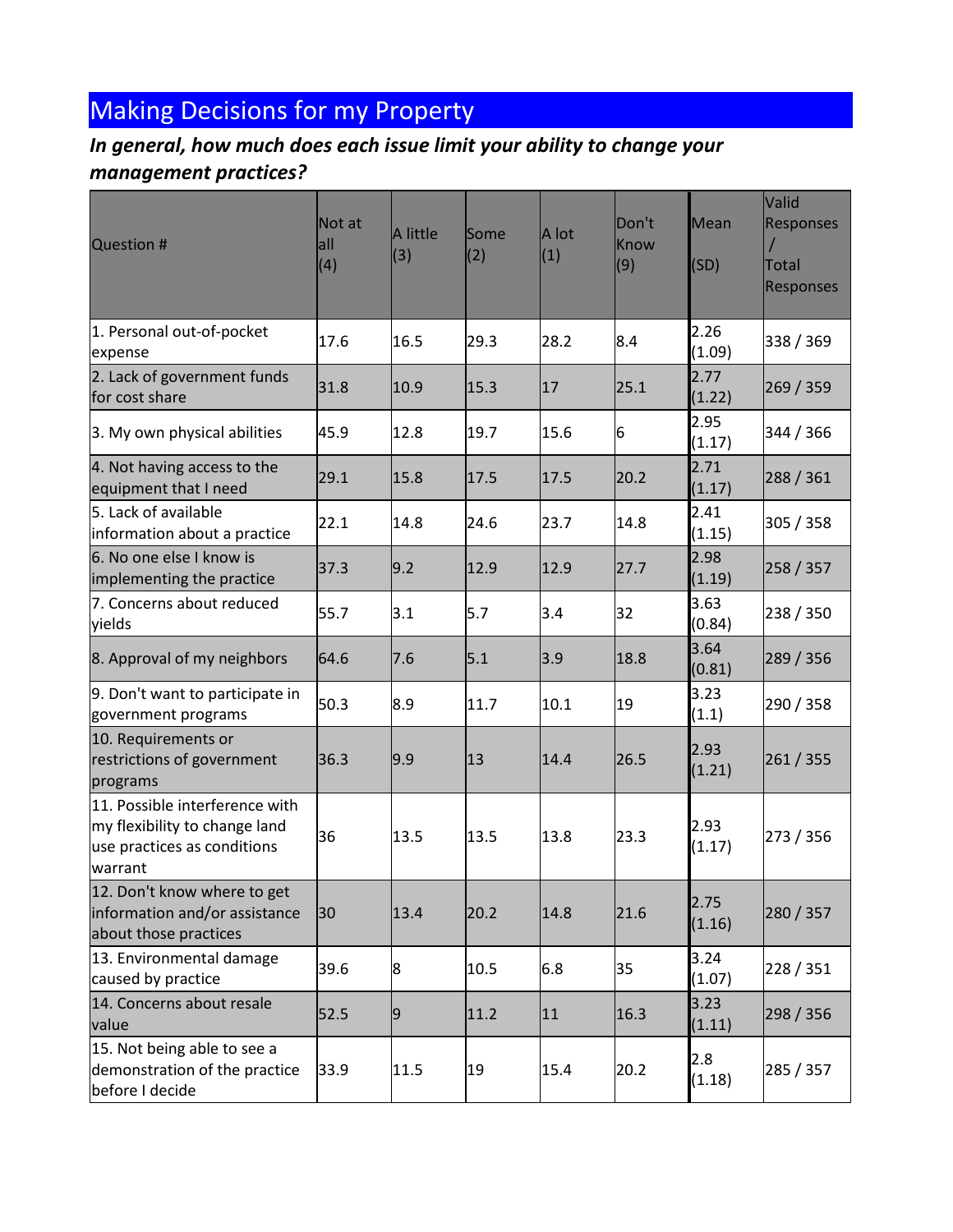## Making Decisions for my Property

***In general, how much does each issue limit your ability to change your management practices?***

| Question # | Not at all (4) | A little (3) | Some (2) | A lot (1) | Don't Know (9) | Mean (SD) | Valid Responses / Total Responses |
|---|---|---|---|---|---|---|---|
| 1. Personal out-of-pocket expense | 17.6 | 16.5 | 29.3 | 28.2 | 8.4 | 2.26 (1.09) | 338 / 369 |
| 2. Lack of government funds for cost share | 31.8 | 10.9 | 15.3 | 17 | 25.1 | 2.77 (1.22) | 269 / 359 |
| 3. My own physical abilities | 45.9 | 12.8 | 19.7 | 15.6 | 6 | 2.95 (1.17) | 344 / 366 |
| 4. Not having access to the equipment that I need | 29.1 | 15.8 | 17.5 | 17.5 | 20.2 | 2.71 (1.17) | 288 / 361 |
| 5. Lack of available information about a practice | 22.1 | 14.8 | 24.6 | 23.7 | 14.8 | 2.41 (1.15) | 305 / 358 |
| 6. No one else I know is implementing the practice | 37.3 | 9.2 | 12.9 | 12.9 | 27.7 | 2.98 (1.19) | 258 / 357 |
| 7. Concerns about reduced yields | 55.7 | 3.1 | 5.7 | 3.4 | 32 | 3.63 (0.84) | 238 / 350 |
| 8. Approval of my neighbors | 64.6 | 7.6 | 5.1 | 3.9 | 18.8 | 3.64 (0.81) | 289 / 356 |
| 9. Don't want to participate in government programs | 50.3 | 8.9 | 11.7 | 10.1 | 19 | 3.23 (1.1) | 290 / 358 |
| 10. Requirements or restrictions of government programs | 36.3 | 9.9 | 13 | 14.4 | 26.5 | 2.93 (1.21) | 261 / 355 |
| 11. Possible interference with my flexibility to change land use practices as conditions warrant | 36 | 13.5 | 13.5 | 13.8 | 23.3 | 2.93 (1.17) | 273 / 356 |
| 12. Don't know where to get information and/or assistance about those practices | 30 | 13.4 | 20.2 | 14.8 | 21.6 | 2.75 (1.16) | 280 / 357 |
| 13. Environmental damage caused by practice | 39.6 | 8 | 10.5 | 6.8 | 35 | 3.24 (1.07) | 228 / 351 |
| 14. Concerns about resale value | 52.5 | 9 | 11.2 | 11 | 16.3 | 3.23 (1.11) | 298 / 356 |
| 15. Not being able to see a demonstration of the practice before I decide | 33.9 | 11.5 | 19 | 15.4 | 20.2 | 2.8 (1.18) | 285 / 357 |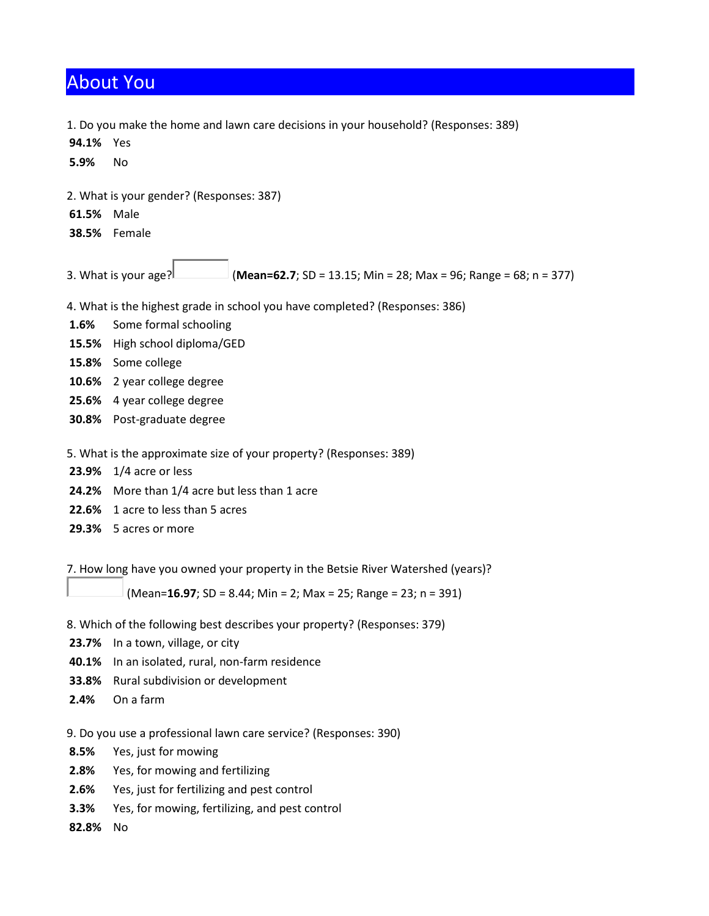# About You

1. Do you make the home and lawn care decisions in your household? (Responses: 389)

**94.1%** Yes

**5.9%** No

2. What is your gender? (Responses: 387)

**61.5%** Male

**38.5%** Female

3. What is your age? (**Mean=62.7**; SD = 13.15; Min = 28; Max = 96; Range = 68; n = 377)

4. What is the highest grade in school you have completed? (Responses: 386)

**1.6%** Some formal schooling

**15.5%** High school diploma/GED

**15.8%** Some college

**10.6%** 2 year college degree

**25.6%** 4 year college degree

**30.8%** Post-graduate degree

5. What is the approximate size of your property? (Responses: 389)

**23.9%** 1/4 acre or less

**24.2%** More than 1/4 acre but less than 1 acre

**22.6%** 1 acre to less than 5 acres

**29.3%** 5 acres or more

7. How long have you owned your property in the Betsie River Watershed (years)?

(Mean=**16.97**; SD = 8.44; Min = 2; Max = 25; Range = 23; n = 391)

8. Which of the following best describes your property? (Responses: 379)

**23.7%** In a town, village, or city

**40.1%** In an isolated, rural, non-farm residence

**33.8%** Rural subdivision or development

**2.4%** On a farm

9. Do you use a professional lawn care service? (Responses: 390)

**8.5%** Yes, just for mowing

**2.8%** Yes, for mowing and fertilizing

**2.6%** Yes, just for fertilizing and pest control

**3.3%** Yes, for mowing, fertilizing, and pest control

**82.8%** No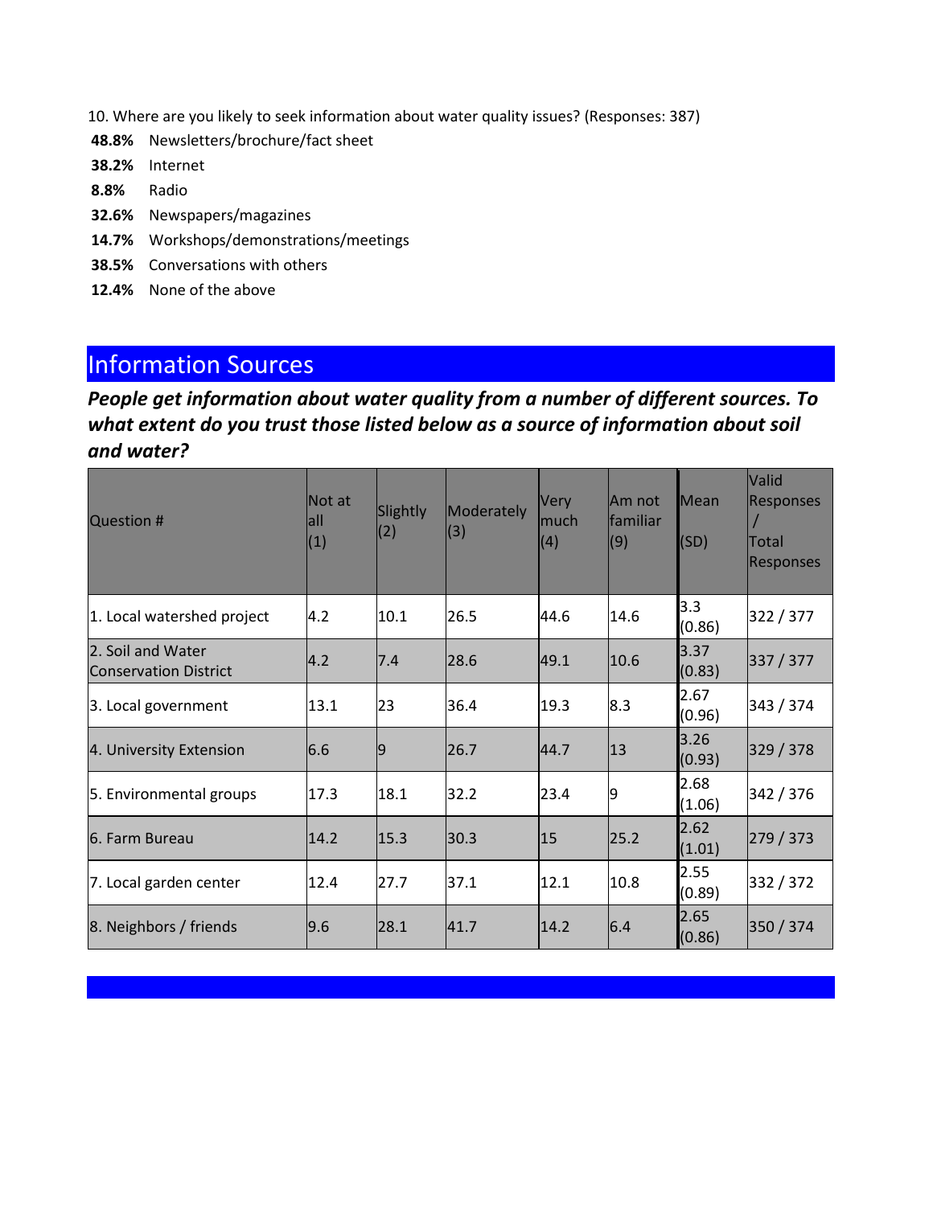10. Where are you likely to seek information about water quality issues? (Responses: 387)

**48.8%** Newsletters/brochure/fact sheet
**38.2%** Internet
**8.8%** Radio
**32.6%** Newspapers/magazines
**14.7%** Workshops/demonstrations/meetings
**38.5%** Conversations with others
**12.4%** None of the above

## Information Sources

***People get information about water quality from a number of different sources. To what extent do you trust those listed below as a source of information about soil and water?***

| Question # | Not at all (1) | Slightly (2) | Moderately (3) | Very much (4) | Am not familiar (9) | Mean (SD) | Valid Responses / Total Responses |
|---|---|---|---|---|---|---|---|
| 1. Local watershed project | 4.2 | 10.1 | 26.5 | 44.6 | 14.6 | 3.3 (0.86) | 322 / 377 |
| 2. Soil and Water Conservation District | 4.2 | 7.4 | 28.6 | 49.1 | 10.6 | 3.37 (0.83) | 337 / 377 |
| 3. Local government | 13.1 | 23 | 36.4 | 19.3 | 8.3 | 2.67 (0.96) | 343 / 374 |
| 4. University Extension | 6.6 | 9 | 26.7 | 44.7 | 13 | 3.26 (0.93) | 329 / 378 |
| 5. Environmental groups | 17.3 | 18.1 | 32.2 | 23.4 | 9 | 2.68 (1.06) | 342 / 376 |
| 6. Farm Bureau | 14.2 | 15.3 | 30.3 | 15 | 25.2 | 2.62 (1.01) | 279 / 373 |
| 7. Local garden center | 12.4 | 27.7 | 37.1 | 12.1 | 10.8 | 2.55 (0.89) | 332 / 372 |
| 8. Neighbors / friends | 9.6 | 28.1 | 41.7 | 14.2 | 6.4 | 2.65 (0.86) | 350 / 374 |